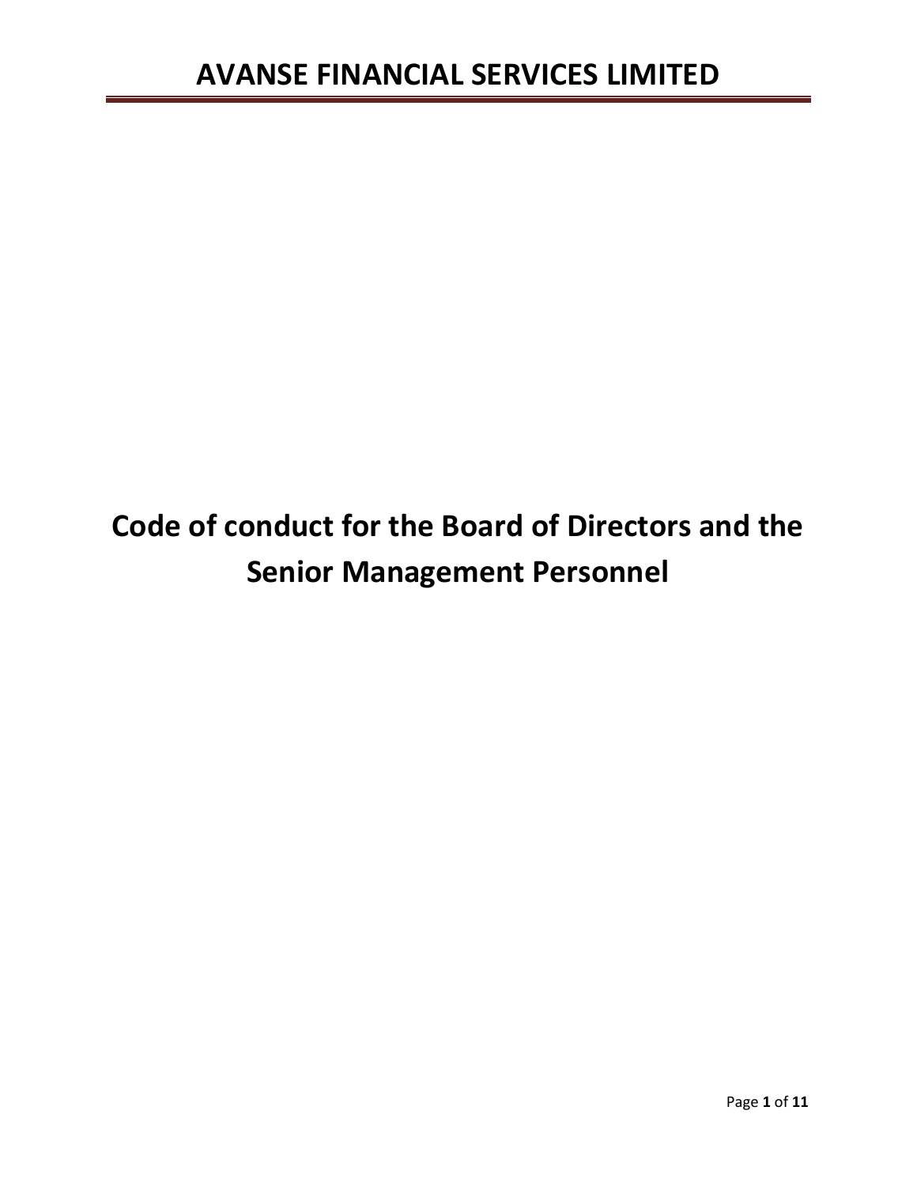# AVANSE FINANCIAL SERVICES LIMITED

# Code of conduct for the Board of Directors and the Senior Management Personnel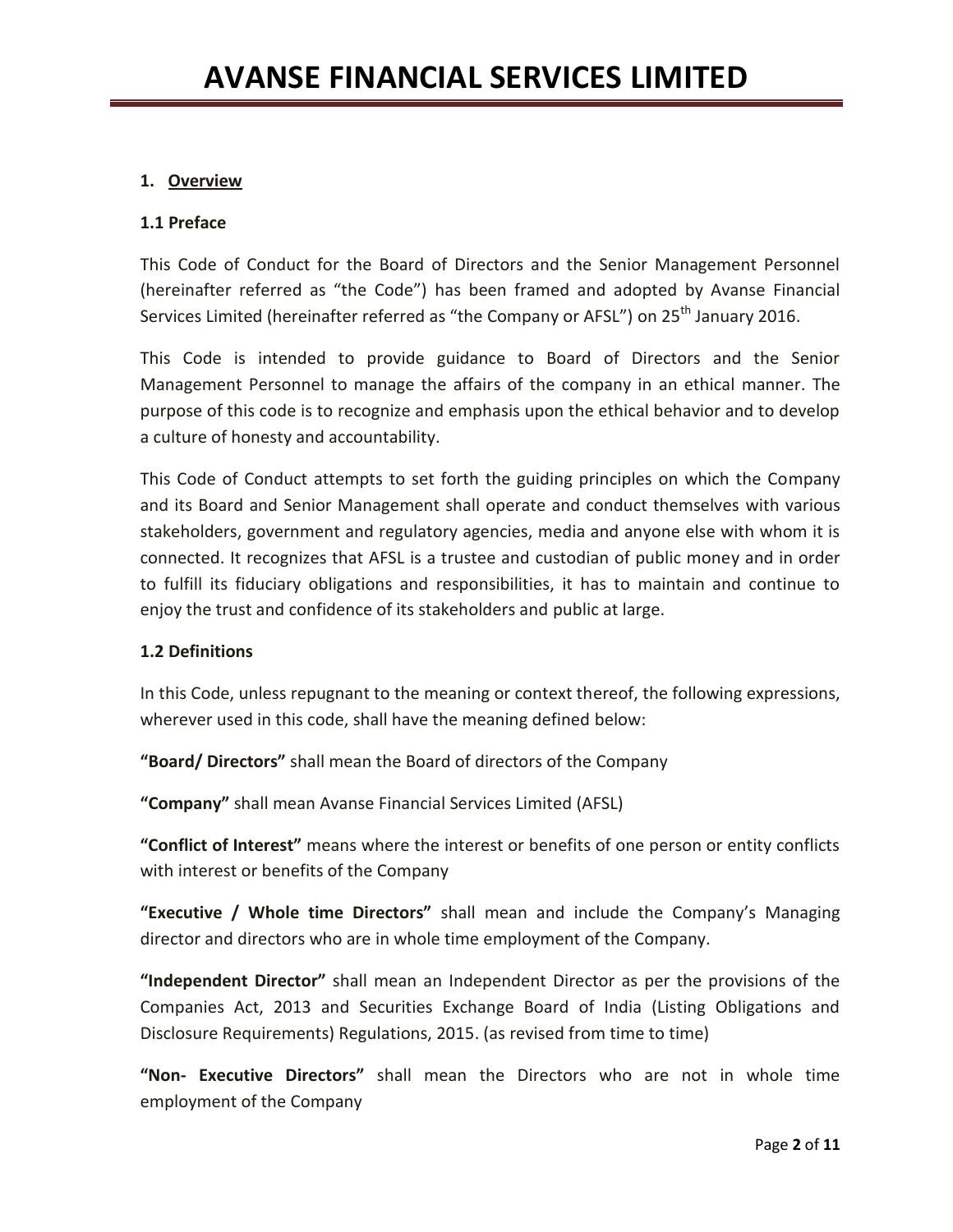## 1. Overview

### 1.1 Preface

This Code of Conduct for the Board of Directors and the Senior Management Personnel (hereinafter referred as "the Code") has been framed and adopted by Avanse Financial Services Limited (hereinafter referred as "the Company or AFSL") on 25th January 2016.

This Code is intended to provide guidance to Board of Directors and the Senior Management Personnel to manage the affairs of the company in an ethical manner. The purpose of this code is to recognize and emphasis upon the ethical behavior and to develop a culture of honesty and accountability.

This Code of Conduct attempts to set forth the guiding principles on which the Company and its Board and Senior Management shall operate and conduct themselves with various stakeholders, government and regulatory agencies, media and anyone else with whom it is connected. It recognizes that AFSL is a trustee and custodian of public money and in order to fulfill its fiduciary obligations and responsibilities, it has to maintain and continue to enjoy the trust and confidence of its stakeholders and public at large.

### 1.2 Definitions

In this Code, unless repugnant to the meaning or context thereof, the following expressions, wherever used in this code, shall have the meaning defined below:

**"Board/ Directors"** shall mean the Board of directors of the Company

**"Company"** shall mean Avanse Financial Services Limited (AFSL)

**"Conflict of Interest"** means where the interest or benefits of one person or entity conflicts with interest or benefits of the Company

**"Executive / Whole time Directors"** shall mean and include the Company's Managing director and directors who are in whole time employment of the Company.

**"Independent Director"** shall mean an Independent Director as per the provisions of the Companies Act, 2013 and Securities Exchange Board of India (Listing Obligations and Disclosure Requirements) Regulations, 2015. (as revised from time to time)

**"Non- Executive Directors"** shall mean the Directors who are not in whole time employment of the Company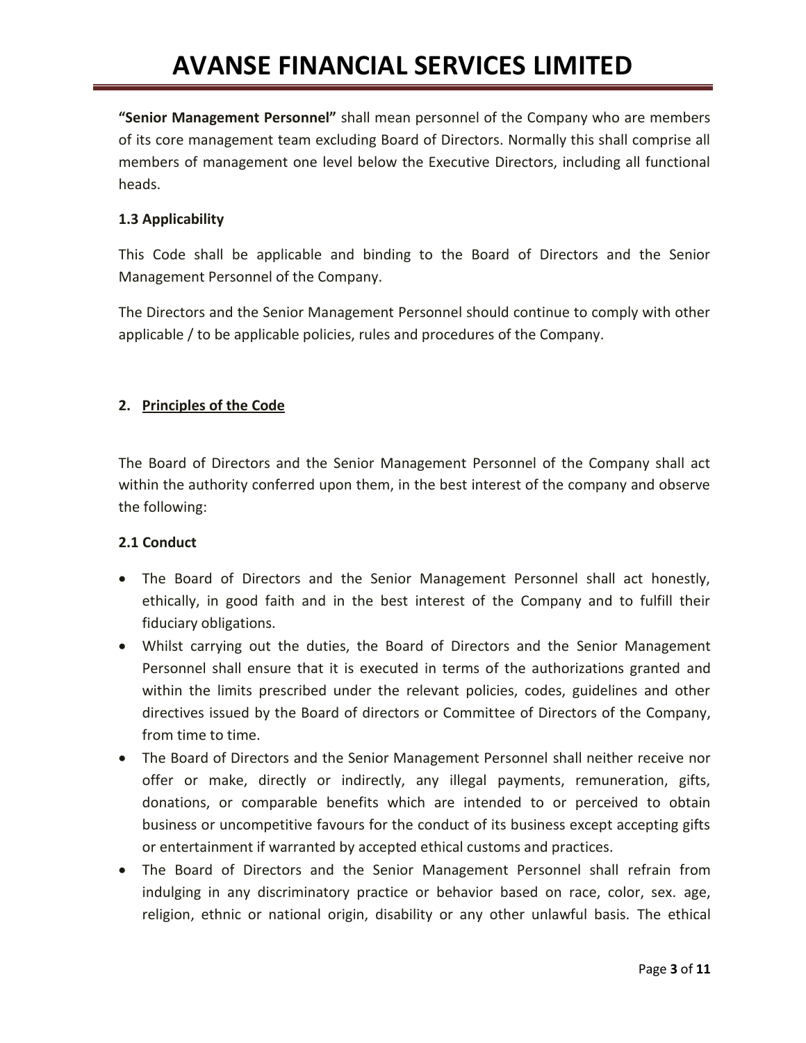**"Senior Management Personnel"** shall mean personnel of the Company who are members of its core management team excluding Board of Directors. Normally this shall comprise all members of management one level below the Executive Directors, including all functional heads.

### 1.3 Applicability

This Code shall be applicable and binding to the Board of Directors and the Senior Management Personnel of the Company.

The Directors and the Senior Management Personnel should continue to comply with other applicable / to be applicable policies, rules and procedures of the Company.

## 2. Principles of the Code

The Board of Directors and the Senior Management Personnel of the Company shall act within the authority conferred upon them, in the best interest of the company and observe the following:

### 2.1 Conduct

- The Board of Directors and the Senior Management Personnel shall act honestly, ethically, in good faith and in the best interest of the Company and to fulfill their fiduciary obligations.
- Whilst carrying out the duties, the Board of Directors and the Senior Management Personnel shall ensure that it is executed in terms of the authorizations granted and within the limits prescribed under the relevant policies, codes, guidelines and other directives issued by the Board of directors or Committee of Directors of the Company, from time to time.
- The Board of Directors and the Senior Management Personnel shall neither receive nor offer or make, directly or indirectly, any illegal payments, remuneration, gifts, donations, or comparable benefits which are intended to or perceived to obtain business or uncompetitive favours for the conduct of its business except accepting gifts or entertainment if warranted by accepted ethical customs and practices.
- The Board of Directors and the Senior Management Personnel shall refrain from indulging in any discriminatory practice or behavior based on race, color, sex. age, religion, ethnic or national origin, disability or any other unlawful basis. The ethical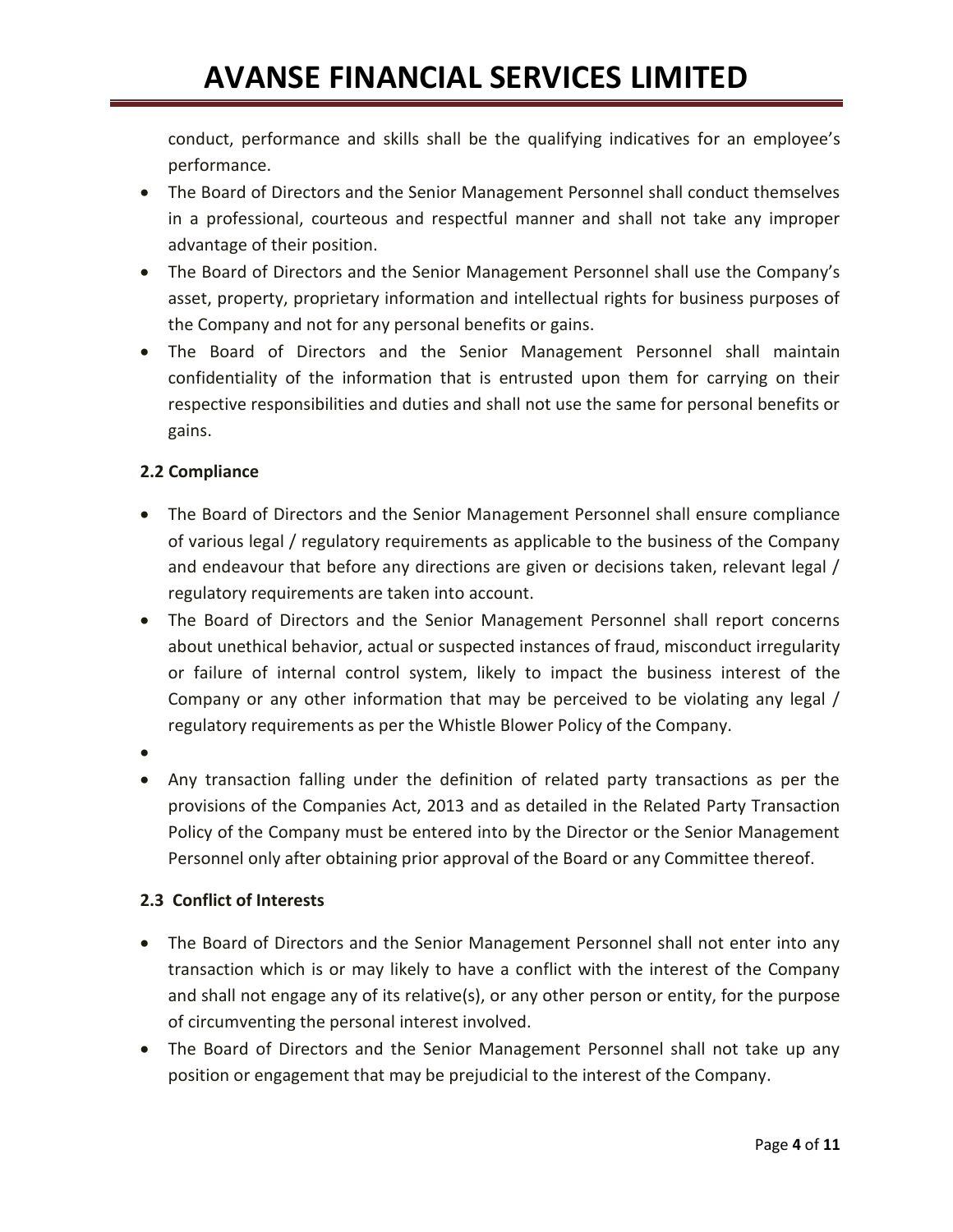conduct, performance and skills shall be the qualifying indicatives for an employee's performance.

- The Board of Directors and the Senior Management Personnel shall conduct themselves in a professional, courteous and respectful manner and shall not take any improper advantage of their position.
- The Board of Directors and the Senior Management Personnel shall use the Company's asset, property, proprietary information and intellectual rights for business purposes of the Company and not for any personal benefits or gains.
- The Board of Directors and the Senior Management Personnel shall maintain confidentiality of the information that is entrusted upon them for carrying on their respective responsibilities and duties and shall not use the same for personal benefits or gains.

### 2.2 Compliance

- The Board of Directors and the Senior Management Personnel shall ensure compliance of various legal / regulatory requirements as applicable to the business of the Company and endeavour that before any directions are given or decisions taken, relevant legal / regulatory requirements are taken into account.
- The Board of Directors and the Senior Management Personnel shall report concerns about unethical behavior, actual or suspected instances of fraud, misconduct irregularity or failure of internal control system, likely to impact the business interest of the Company or any other information that may be perceived to be violating any legal / regulatory requirements as per the Whistle Blower Policy of the Company.
- 
- Any transaction falling under the definition of related party transactions as per the provisions of the Companies Act, 2013 and as detailed in the Related Party Transaction Policy of the Company must be entered into by the Director or the Senior Management Personnel only after obtaining prior approval of the Board or any Committee thereof.

### 2.3 Conflict of Interests

- The Board of Directors and the Senior Management Personnel shall not enter into any transaction which is or may likely to have a conflict with the interest of the Company and shall not engage any of its relative(s), or any other person or entity, for the purpose of circumventing the personal interest involved.
- The Board of Directors and the Senior Management Personnel shall not take up any position or engagement that may be prejudicial to the interest of the Company.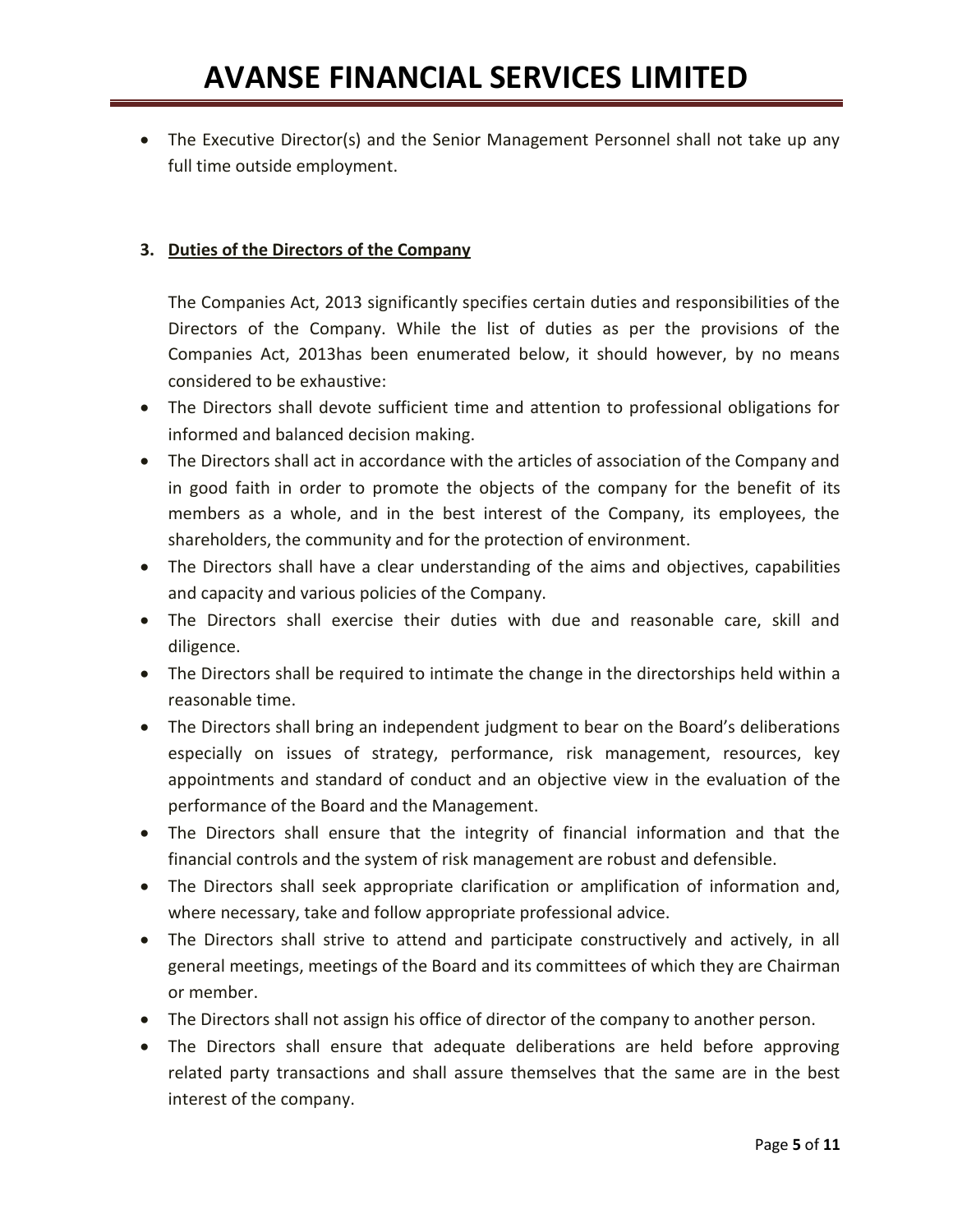- The Executive Director(s) and the Senior Management Personnel shall not take up any full time outside employment.

### 3. Duties of the Directors of the Company

The Companies Act, 2013 significantly specifies certain duties and responsibilities of the Directors of the Company. While the list of duties as per the provisions of the Companies Act, 2013has been enumerated below, it should however, by no means considered to be exhaustive:

- The Directors shall devote sufficient time and attention to professional obligations for informed and balanced decision making.
- The Directors shall act in accordance with the articles of association of the Company and in good faith in order to promote the objects of the company for the benefit of its members as a whole, and in the best interest of the Company, its employees, the shareholders, the community and for the protection of environment.
- The Directors shall have a clear understanding of the aims and objectives, capabilities and capacity and various policies of the Company.
- The Directors shall exercise their duties with due and reasonable care, skill and diligence.
- The Directors shall be required to intimate the change in the directorships held within a reasonable time.
- The Directors shall bring an independent judgment to bear on the Board's deliberations especially on issues of strategy, performance, risk management, resources, key appointments and standard of conduct and an objective view in the evaluation of the performance of the Board and the Management.
- The Directors shall ensure that the integrity of financial information and that the financial controls and the system of risk management are robust and defensible.
- The Directors shall seek appropriate clarification or amplification of information and, where necessary, take and follow appropriate professional advice.
- The Directors shall strive to attend and participate constructively and actively, in all general meetings, meetings of the Board and its committees of which they are Chairman or member.
- The Directors shall not assign his office of director of the company to another person.
- The Directors shall ensure that adequate deliberations are held before approving related party transactions and shall assure themselves that the same are in the best interest of the company.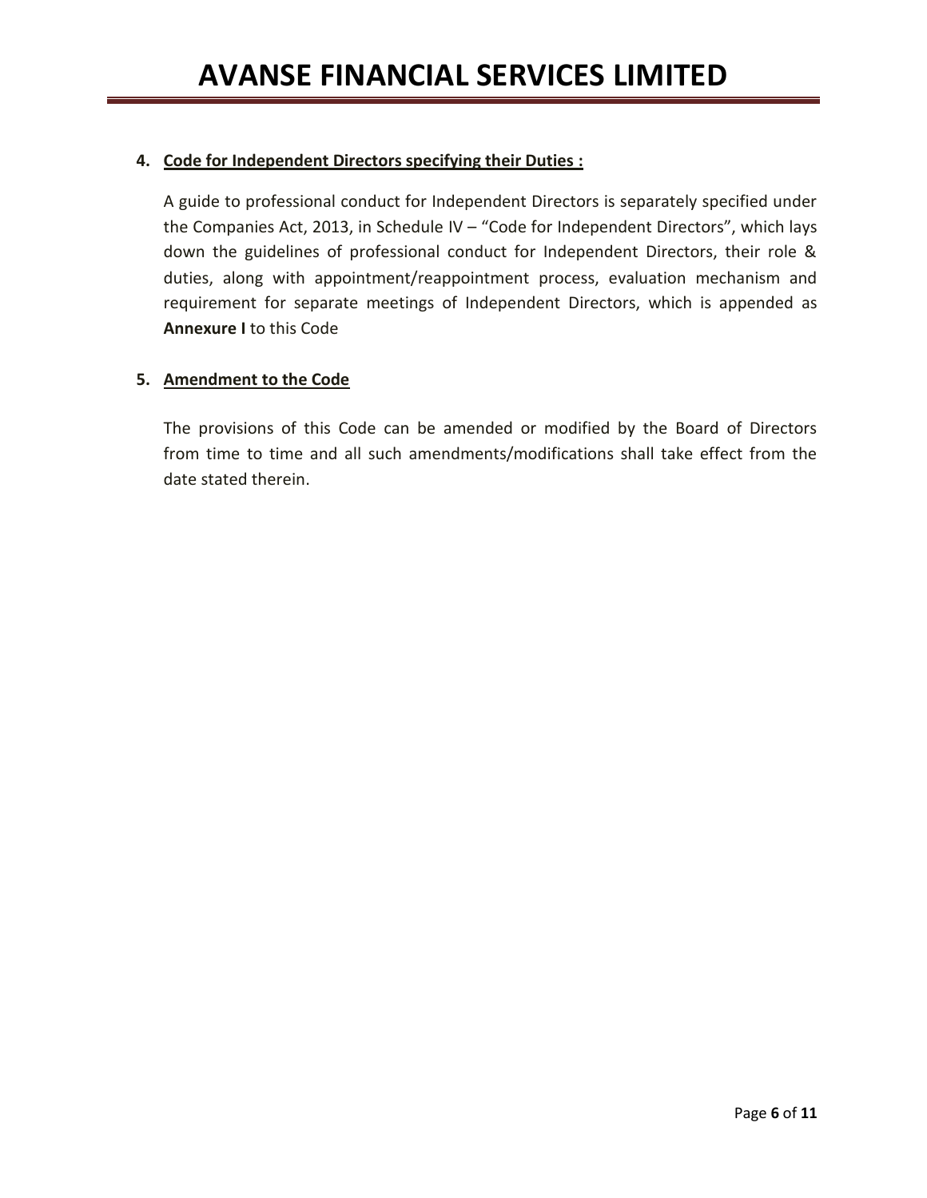**4. Code for Independent Directors specifying their Duties :**

A guide to professional conduct for Independent Directors is separately specified under the Companies Act, 2013, in Schedule IV – "Code for Independent Directors", which lays down the guidelines of professional conduct for Independent Directors, their role & duties, along with appointment/reappointment process, evaluation mechanism and requirement for separate meetings of Independent Directors, which is appended as **Annexure I** to this Code

**5. Amendment to the Code**

The provisions of this Code can be amended or modified by the Board of Directors from time to time and all such amendments/modifications shall take effect from the date stated therein.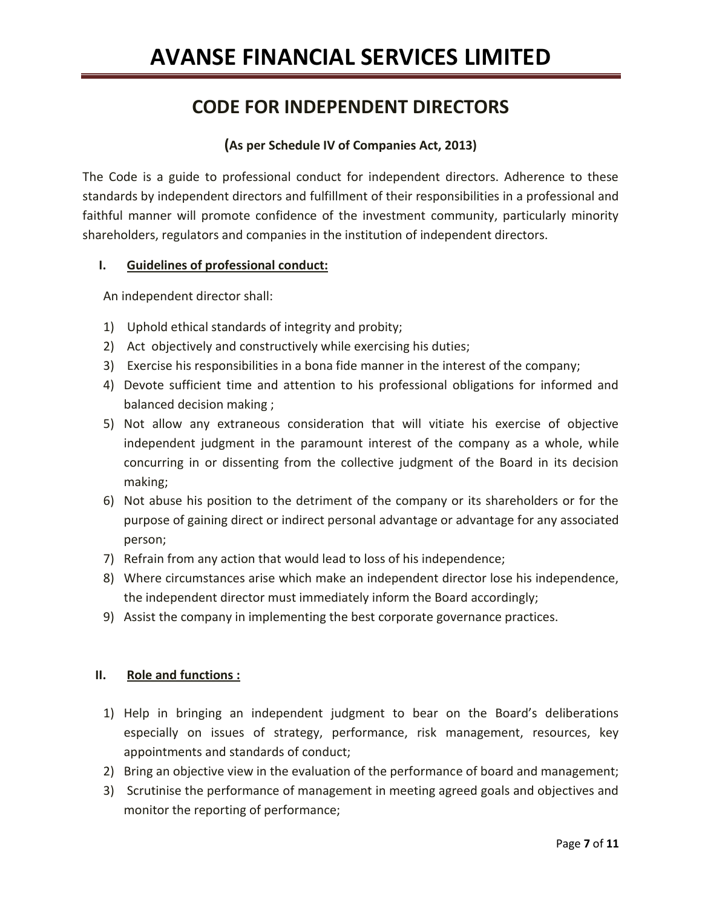# AVANSE FINANCIAL SERVICES LIMITED

## CODE FOR INDEPENDENT DIRECTORS

**(As per Schedule IV of Companies Act, 2013)**

The Code is a guide to professional conduct for independent directors. Adherence to these standards by independent directors and fulfillment of their responsibilities in a professional and faithful manner will promote confidence of the investment community, particularly minority shareholders, regulators and companies in the institution of independent directors.

### I. Guidelines of professional conduct:

An independent director shall:

1) Uphold ethical standards of integrity and probity;
2) Act objectively and constructively while exercising his duties;
3) Exercise his responsibilities in a bona fide manner in the interest of the company;
4) Devote sufficient time and attention to his professional obligations for informed and balanced decision making ;
5) Not allow any extraneous consideration that will vitiate his exercise of objective independent judgment in the paramount interest of the company as a whole, while concurring in or dissenting from the collective judgment of the Board in its decision making;
6) Not abuse his position to the detriment of the company or its shareholders or for the purpose of gaining direct or indirect personal advantage or advantage for any associated person;
7) Refrain from any action that would lead to loss of his independence;
8) Where circumstances arise which make an independent director lose his independence, the independent director must immediately inform the Board accordingly;
9) Assist the company in implementing the best corporate governance practices.

### II. Role and functions :

1) Help in bringing an independent judgment to bear on the Board's deliberations especially on issues of strategy, performance, risk management, resources, key appointments and standards of conduct;
2) Bring an objective view in the evaluation of the performance of board and management;
3) Scrutinise the performance of management in meeting agreed goals and objectives and monitor the reporting of performance;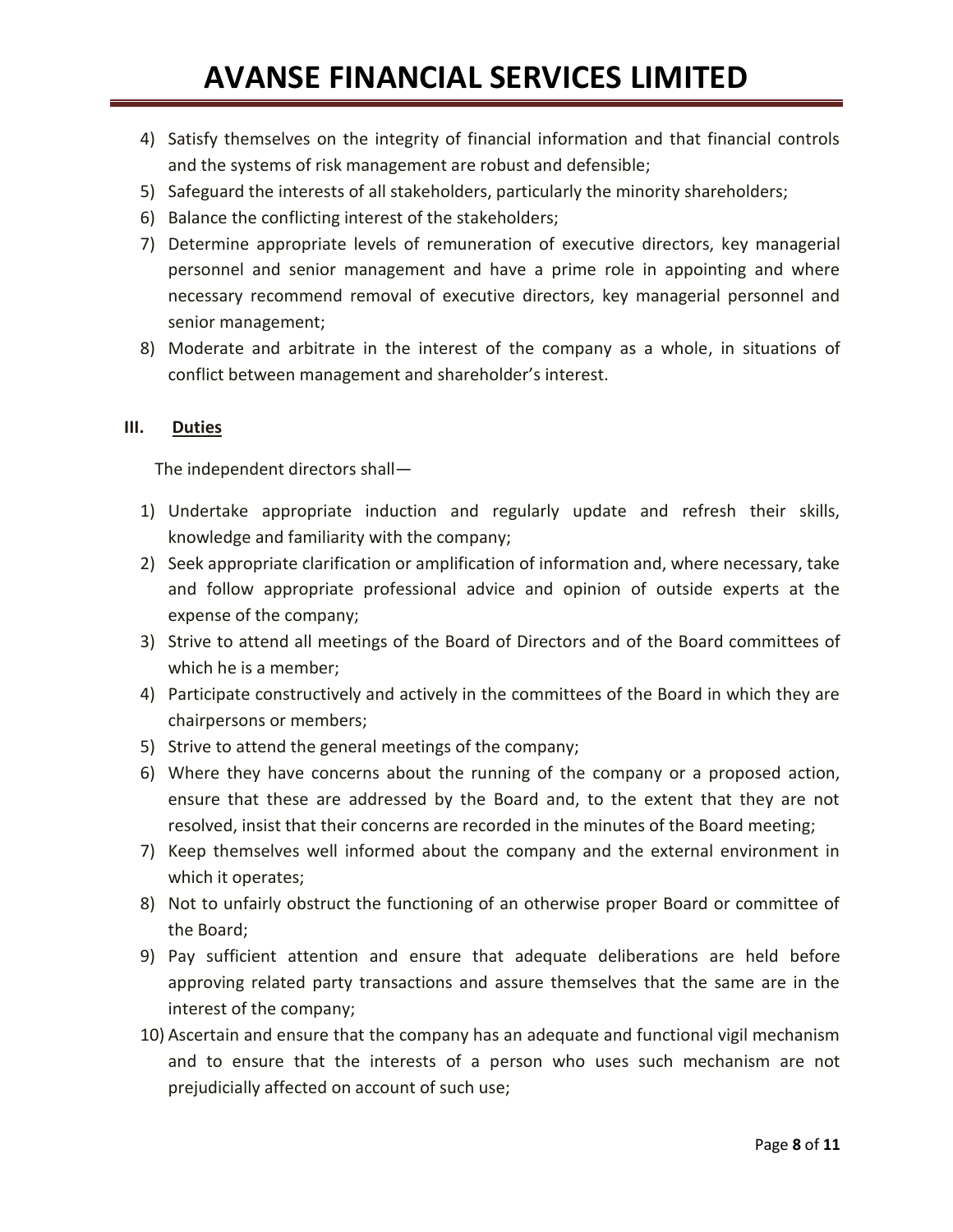4) Satisfy themselves on the integrity of financial information and that financial controls and the systems of risk management are robust and defensible;
5) Safeguard the interests of all stakeholders, particularly the minority shareholders;
6) Balance the conflicting interest of the stakeholders;
7) Determine appropriate levels of remuneration of executive directors, key managerial personnel and senior management and have a prime role in appointing and where necessary recommend removal of executive directors, key managerial personnel and senior management;
8) Moderate and arbitrate in the interest of the company as a whole, in situations of conflict between management and shareholder's interest.

## III. Duties

The independent directors shall—

1) Undertake appropriate induction and regularly update and refresh their skills, knowledge and familiarity with the company;
2) Seek appropriate clarification or amplification of information and, where necessary, take and follow appropriate professional advice and opinion of outside experts at the expense of the company;
3) Strive to attend all meetings of the Board of Directors and of the Board committees of which he is a member;
4) Participate constructively and actively in the committees of the Board in which they are chairpersons or members;
5) Strive to attend the general meetings of the company;
6) Where they have concerns about the running of the company or a proposed action, ensure that these are addressed by the Board and, to the extent that they are not resolved, insist that their concerns are recorded in the minutes of the Board meeting;
7) Keep themselves well informed about the company and the external environment in which it operates;
8) Not to unfairly obstruct the functioning of an otherwise proper Board or committee of the Board;
9) Pay sufficient attention and ensure that adequate deliberations are held before approving related party transactions and assure themselves that the same are in the interest of the company;
10) Ascertain and ensure that the company has an adequate and functional vigil mechanism and to ensure that the interests of a person who uses such mechanism are not prejudicially affected on account of such use;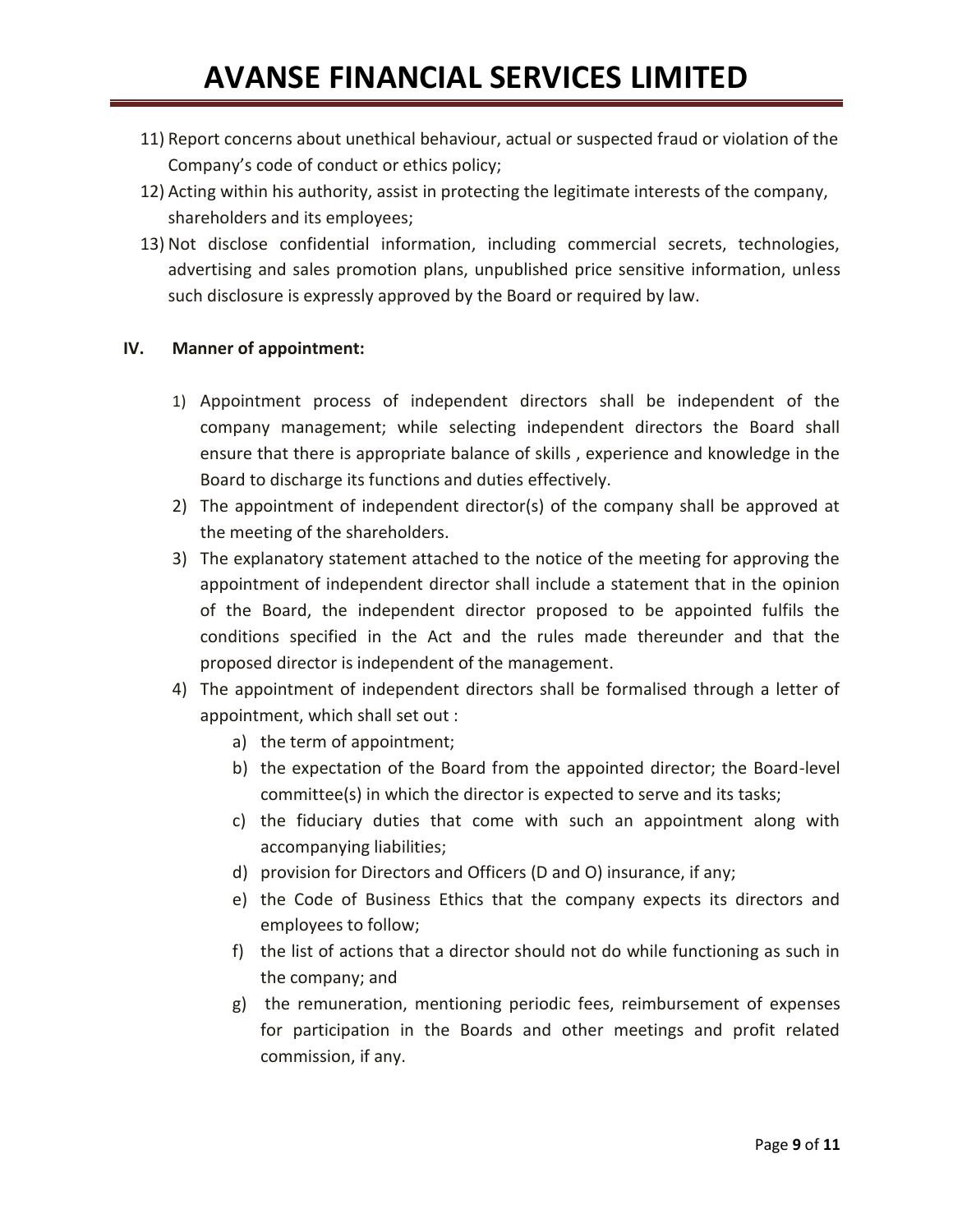11) Report concerns about unethical behaviour, actual or suspected fraud or violation of the Company's code of conduct or ethics policy;
12) Acting within his authority, assist in protecting the legitimate interests of the company, shareholders and its employees;
13) Not disclose confidential information, including commercial secrets, technologies, advertising and sales promotion plans, unpublished price sensitive information, unless such disclosure is expressly approved by the Board or required by law.

**IV. Manner of appointment:**

1) Appointment process of independent directors shall be independent of the company management; while selecting independent directors the Board shall ensure that there is appropriate balance of skills , experience and knowledge in the Board to discharge its functions and duties effectively.
2) The appointment of independent director(s) of the company shall be approved at the meeting of the shareholders.
3) The explanatory statement attached to the notice of the meeting for approving the appointment of independent director shall include a statement that in the opinion of the Board, the independent director proposed to be appointed fulfils the conditions specified in the Act and the rules made thereunder and that the proposed director is independent of the management.
4) The appointment of independent directors shall be formalised through a letter of appointment, which shall set out :
    a) the term of appointment;
    b) the expectation of the Board from the appointed director; the Board-level committee(s) in which the director is expected to serve and its tasks;
    c) the fiduciary duties that come with such an appointment along with accompanying liabilities;
    d) provision for Directors and Officers (D and O) insurance, if any;
    e) the Code of Business Ethics that the company expects its directors and employees to follow;
    f) the list of actions that a director should not do while functioning as such in the company; and
    g) the remuneration, mentioning periodic fees, reimbursement of expenses for participation in the Boards and other meetings and profit related commission, if any.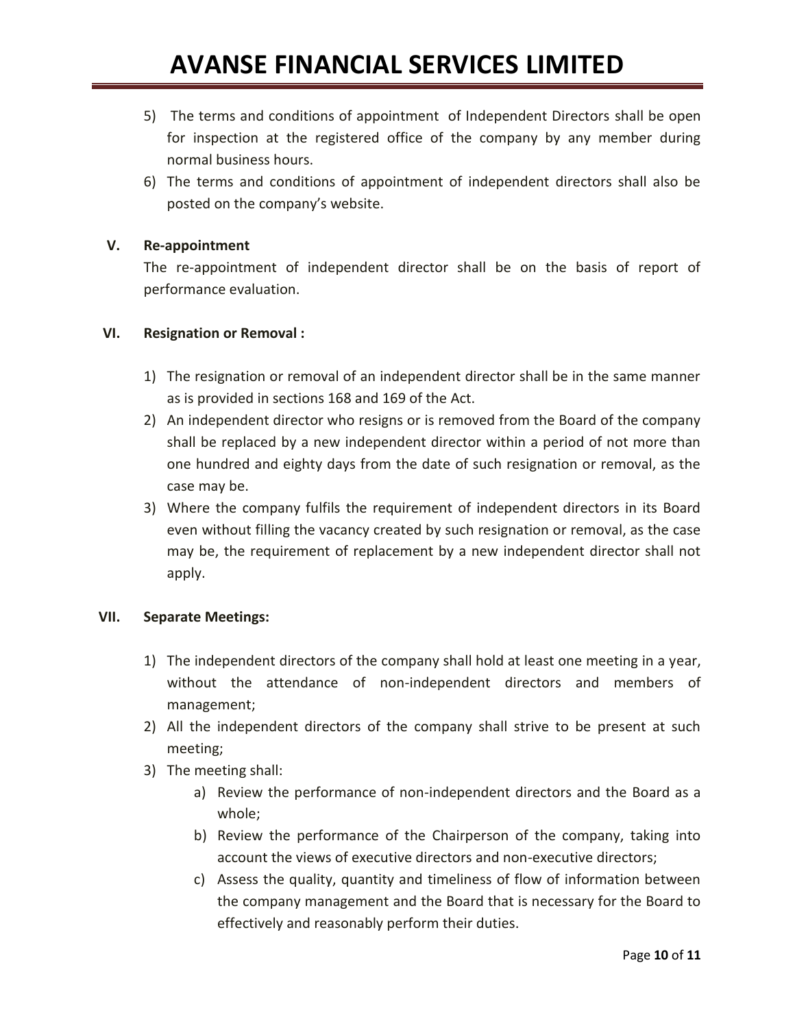5) The terms and conditions of appointment of Independent Directors shall be open for inspection at the registered office of the company by any member during normal business hours.
6) The terms and conditions of appointment of independent directors shall also be posted on the company's website.

## V. Re-appointment

The re-appointment of independent director shall be on the basis of report of performance evaluation.

## VI. Resignation or Removal :

1) The resignation or removal of an independent director shall be in the same manner as is provided in sections 168 and 169 of the Act.
2) An independent director who resigns or is removed from the Board of the company shall be replaced by a new independent director within a period of not more than one hundred and eighty days from the date of such resignation or removal, as the case may be.
3) Where the company fulfils the requirement of independent directors in its Board even without filling the vacancy created by such resignation or removal, as the case may be, the requirement of replacement by a new independent director shall not apply.

## VII. Separate Meetings:

1) The independent directors of the company shall hold at least one meeting in a year, without the attendance of non-independent directors and members of management;
2) All the independent directors of the company shall strive to be present at such meeting;
3) The meeting shall:
    a) Review the performance of non-independent directors and the Board as a whole;
    b) Review the performance of the Chairperson of the company, taking into account the views of executive directors and non-executive directors;
    c) Assess the quality, quantity and timeliness of flow of information between the company management and the Board that is necessary for the Board to effectively and reasonably perform their duties.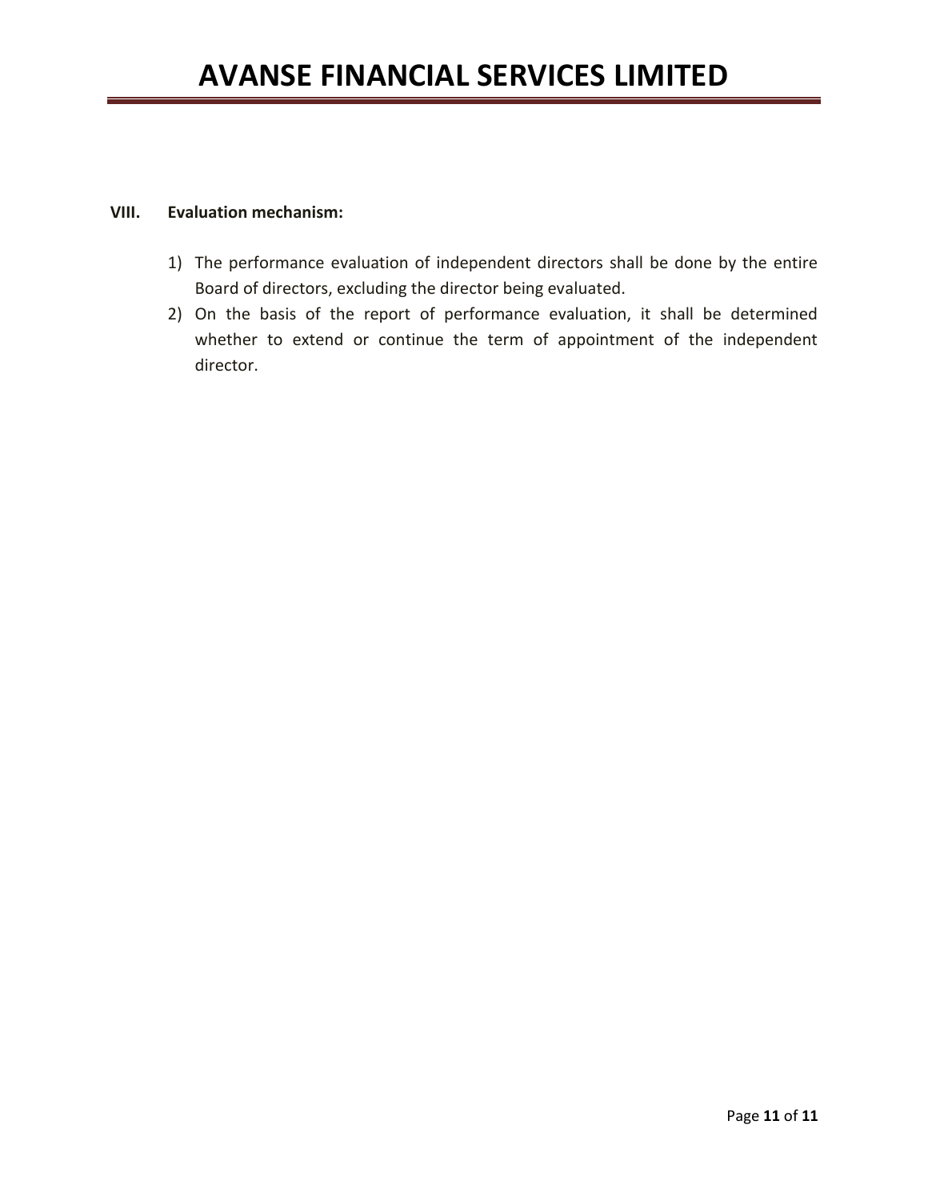## VIII. Evaluation mechanism:

1) The performance evaluation of independent directors shall be done by the entire Board of directors, excluding the director being evaluated.
2) On the basis of the report of performance evaluation, it shall be determined whether to extend or continue the term of appointment of the independent director.